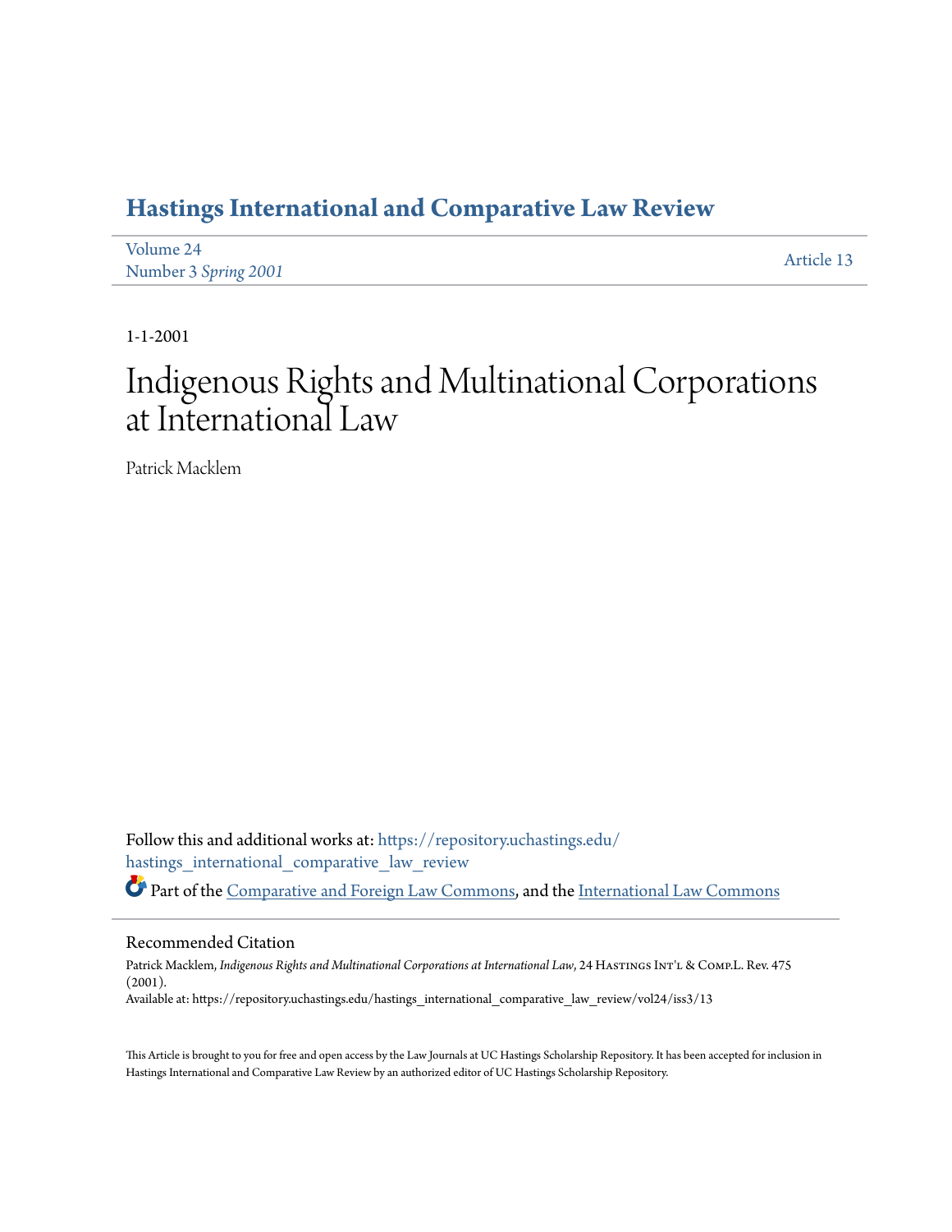# Hastings International and Comparative Law Review

Volume 24
Number 3 *Spring 2001*

Article 13

1-1-2001

# Indigenous Rights and Multinational Corporations at International Law

Patrick Macklem

Follow this and additional works at: https://repository.uchastings.edu/hastings_international_comparative_law_review

Part of the Comparative and Foreign Law Commons, and the International Law Commons

## Recommended Citation

Patrick Macklem, *Indigenous Rights and Multinational Corporations at International Law*, 24 Hastings Int'l & Comp.L. Rev. 475 (2001).
Available at: https://repository.uchastings.edu/hastings_international_comparative_law_review/vol24/iss3/13

This Article is brought to you for free and open access by the Law Journals at UC Hastings Scholarship Repository. It has been accepted for inclusion in Hastings International and Comparative Law Review by an authorized editor of UC Hastings Scholarship Repository.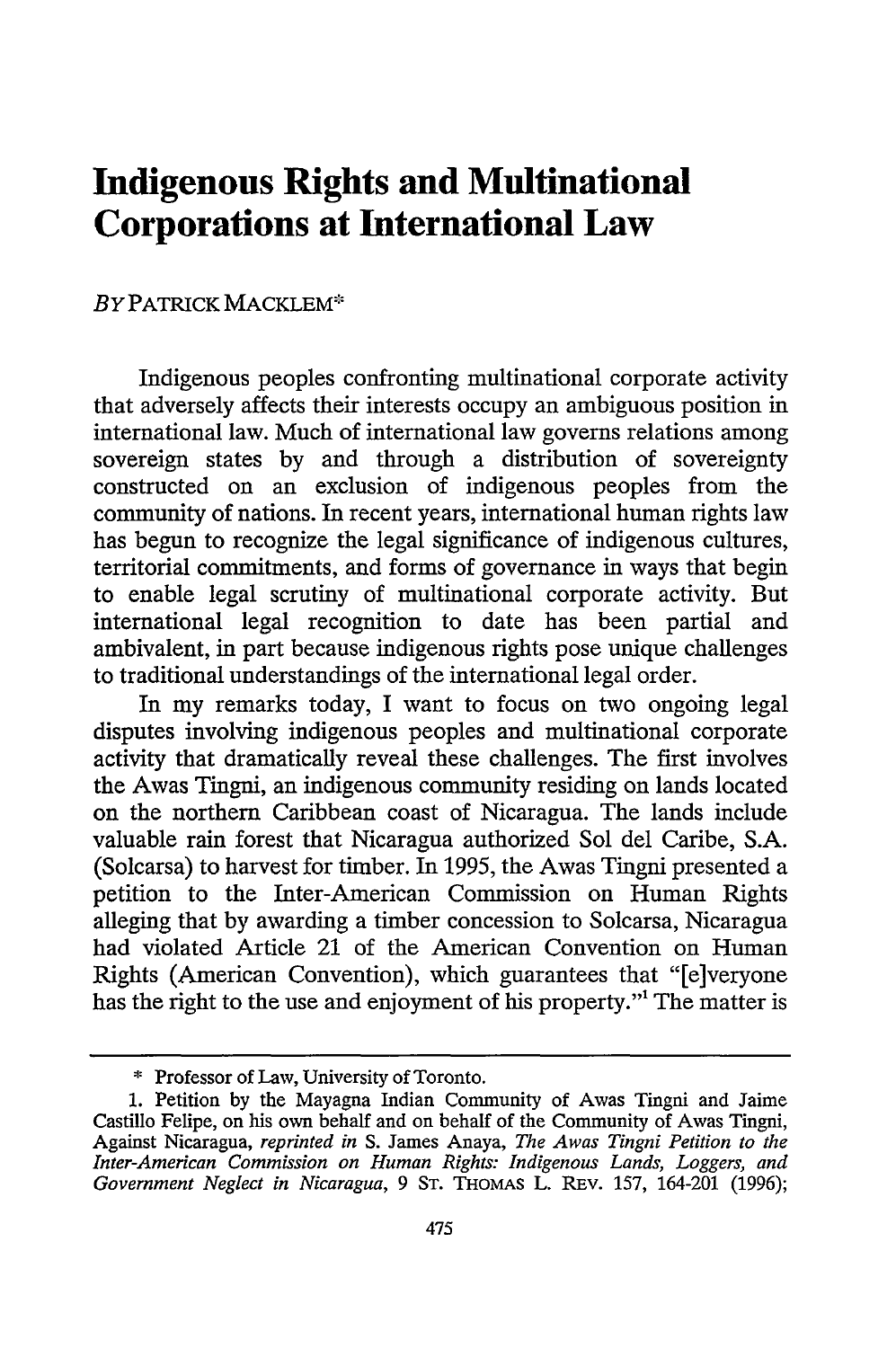# Indigenous Rights and Multinational Corporations at International Law

*By* PATRICK MACKLEM*

Indigenous peoples confronting multinational corporate activity that adversely affects their interests occupy an ambiguous position in international law. Much of international law governs relations among sovereign states by and through a distribution of sovereignty constructed on an exclusion of indigenous peoples from the community of nations. In recent years, international human rights law has begun to recognize the legal significance of indigenous cultures, territorial commitments, and forms of governance in ways that begin to enable legal scrutiny of multinational corporate activity. But international legal recognition to date has been partial and ambivalent, in part because indigenous rights pose unique challenges to traditional understandings of the international legal order.

In my remarks today, I want to focus on two ongoing legal disputes involving indigenous peoples and multinational corporate activity that dramatically reveal these challenges. The first involves the Awas Tingni, an indigenous community residing on lands located on the northern Caribbean coast of Nicaragua. The lands include valuable rain forest that Nicaragua authorized Sol del Caribe, S.A. (Solcarsa) to harvest for timber. In 1995, the Awas Tingni presented a petition to the Inter-American Commission on Human Rights alleging that by awarding a timber concession to Solcarsa, Nicaragua had violated Article 21 of the American Convention on Human Rights (American Convention), which guarantees that "[e]veryone has the right to the use and enjoyment of his property."[1] The matter is

---

\* Professor of Law, University of Toronto.

1. Petition by the Mayagna Indian Community of Awas Tingni and Jaime Castillo Felipe, on his own behalf and on behalf of the Community of Awas Tingni, Against Nicaragua, *reprinted in* S. James Anaya, *The Awas Tingni Petition to the Inter-American Commission on Human Rights: Indigenous Lands, Loggers, and Government Neglect in Nicaragua*, 9 ST. THOMAS L. REV. 157, 164-201 (1996);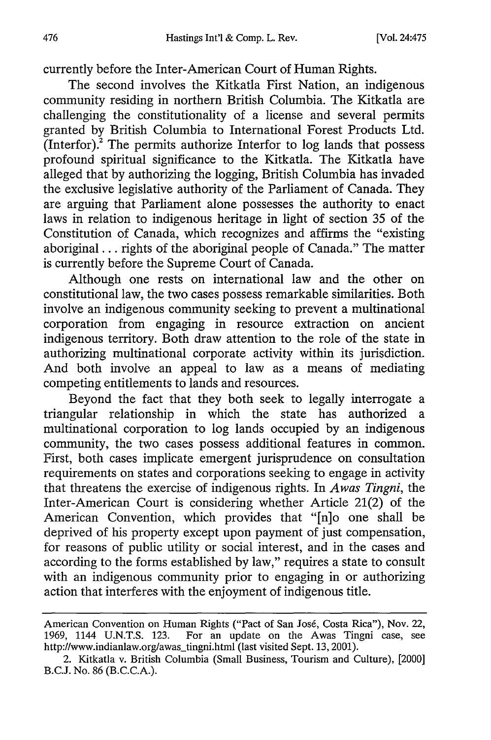currently before the Inter-American Court of Human Rights.

The second involves the Kitkatla First Nation, an indigenous community residing in northern British Columbia. The Kitkatla are challenging the constitutionality of a license and several permits granted by British Columbia to International Forest Products Ltd. (Interfor).[2] The permits authorize Interfor to log lands that possess profound spiritual significance to the Kitkatla. The Kitkatla have alleged that by authorizing the logging, British Columbia has invaded the exclusive legislative authority of the Parliament of Canada. They are arguing that Parliament alone possesses the authority to enact laws in relation to indigenous heritage in light of section 35 of the Constitution of Canada, which recognizes and affirms the "existing aboriginal . . . rights of the aboriginal people of Canada." The matter is currently before the Supreme Court of Canada.

Although one rests on international law and the other on constitutional law, the two cases possess remarkable similarities. Both involve an indigenous community seeking to prevent a multinational corporation from engaging in resource extraction on ancient indigenous territory. Both draw attention to the role of the state in authorizing multinational corporate activity within its jurisdiction. And both involve an appeal to law as a means of mediating competing entitlements to lands and resources.

Beyond the fact that they both seek to legally interrogate a triangular relationship in which the state has authorized a multinational corporation to log lands occupied by an indigenous community, the two cases possess additional features in common. First, both cases implicate emergent jurisprudence on consultation requirements on states and corporations seeking to engage in activity that threatens the exercise of indigenous rights. In *Awas Tingni*, the Inter-American Court is considering whether Article 21(2) of the American Convention, which provides that "[n]o one shall be deprived of his property except upon payment of just compensation, for reasons of public utility or social interest, and in the cases and according to the forms established by law," requires a state to consult with an indigenous community prior to engaging in or authorizing action that interferes with the enjoyment of indigenous title.

---

American Convention on Human Rights ("Pact of San José, Costa Rica"), Nov. 22, 1969, 1144 U.N.T.S. 123. For an update on the Awas Tingni case, see http://www.indianlaw.org/awas_tingni.html (last visited Sept. 13, 2001).

2. Kitkatla v. British Columbia (Small Business, Tourism and Culture), [2000] B.C.J. No. 86 (B.C.C.A.).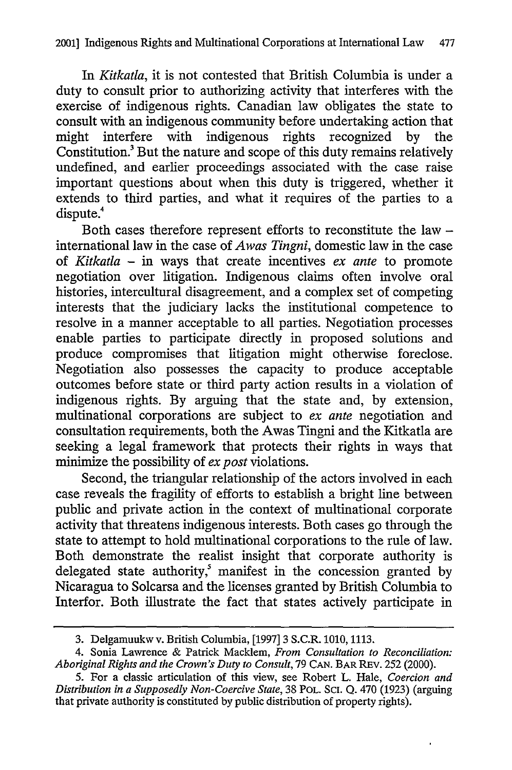In *Kitkatla*, it is not contested that British Columbia is under a duty to consult prior to authorizing activity that interferes with the exercise of indigenous rights. Canadian law obligates the state to consult with an indigenous community before undertaking action that might interfere with indigenous rights recognized by the Constitution.[3] But the nature and scope of this duty remains relatively undefined, and earlier proceedings associated with the case raise important questions about when this duty is triggered, whether it extends to third parties, and what it requires of the parties to a dispute.[4]

Both cases therefore represent efforts to reconstitute the law – international law in the case of *Awas Tingni*, domestic law in the case of *Kitkatla* – in ways that create incentives *ex ante* to promote negotiation over litigation. Indigenous claims often involve oral histories, intercultural disagreement, and a complex set of competing interests that the judiciary lacks the institutional competence to resolve in a manner acceptable to all parties. Negotiation processes enable parties to participate directly in proposed solutions and produce compromises that litigation might otherwise foreclose. Negotiation also possesses the capacity to produce acceptable outcomes before state or third party action results in a violation of indigenous rights. By arguing that the state and, by extension, multinational corporations are subject to *ex ante* negotiation and consultation requirements, both the Awas Tingni and the Kitkatla are seeking a legal framework that protects their rights in ways that minimize the possibility of *ex post* violations.

Second, the triangular relationship of the actors involved in each case reveals the fragility of efforts to establish a bright line between public and private action in the context of multinational corporate activity that threatens indigenous interests. Both cases go through the state to attempt to hold multinational corporations to the rule of law. Both demonstrate the realist insight that corporate authority is delegated state authority,[5] manifest in the concession granted by Nicaragua to Solcarsa and the licenses granted by British Columbia to Interfor. Both illustrate the fact that states actively participate in

---

3. Delgamuukw v. British Columbia, [1997] 3 S.C.R. 1010, 1113.

4. Sonia Lawrence & Patrick Macklem, *From Consultation to Reconciliation: Aboriginal Rights and the Crown's Duty to Consult*, 79 CAN. BAR REV. 252 (2000).

5. For a classic articulation of this view, see Robert L. Hale, *Coercion and Distribution in a Supposedly Non-Coercive State*, 38 POL. SCI. Q. 470 (1923) (arguing that private authority is constituted by public distribution of property rights).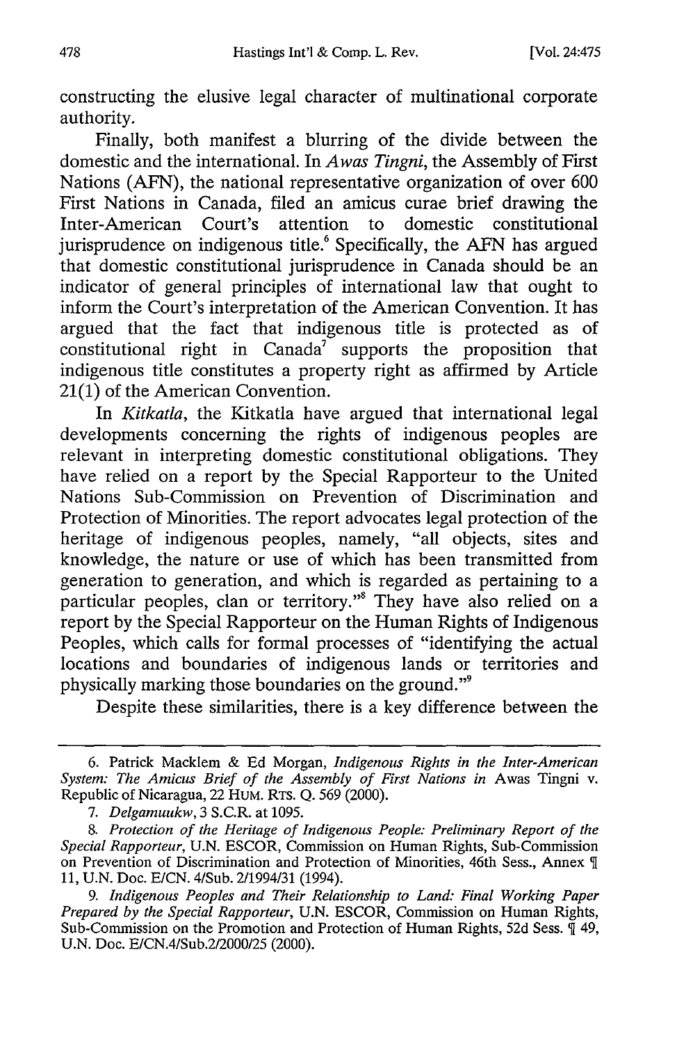constructing the elusive legal character of multinational corporate authority.

Finally, both manifest a blurring of the divide between the domestic and the international. In *Awas Tingni*, the Assembly of First Nations (AFN), the national representative organization of over 600 First Nations in Canada, filed an amicus curae brief drawing the Inter-American Court's attention to domestic constitutional jurisprudence on indigenous title.[6] Specifically, the AFN has argued that domestic constitutional jurisprudence in Canada should be an indicator of general principles of international law that ought to inform the Court's interpretation of the American Convention. It has argued that the fact that indigenous title is protected as of constitutional right in Canada[7] supports the proposition that indigenous title constitutes a property right as affirmed by Article 21(1) of the American Convention.

In *Kitkatla*, the Kitkatla have argued that international legal developments concerning the rights of indigenous peoples are relevant in interpreting domestic constitutional obligations. They have relied on a report by the Special Rapporteur to the United Nations Sub-Commission on Prevention of Discrimination and Protection of Minorities. The report advocates legal protection of the heritage of indigenous peoples, namely, "all objects, sites and knowledge, the nature or use of which has been transmitted from generation to generation, and which is regarded as pertaining to a particular peoples, clan or territory."[8] They have also relied on a report by the Special Rapporteur on the Human Rights of Indigenous Peoples, which calls for formal processes of "identifying the actual locations and boundaries of indigenous lands or territories and physically marking those boundaries on the ground."[9]

Despite these similarities, there is a key difference between the

---

6. Patrick Macklem & Ed Morgan, *Indigenous Rights in the Inter-American System: The Amicus Brief of the Assembly of First Nations in* Awas Tingni v. Republic of Nicaragua, 22 HUM. RTS. Q. 569 (2000).

7. *Delgamuukw*, 3 S.C.R. at 1095.

8. *Protection of the Heritage of Indigenous People: Preliminary Report of the Special Rapporteur*, U.N. ESCOR, Commission on Human Rights, Sub-Commission on Prevention of Discrimination and Protection of Minorities, 46th Sess., Annex ¶ 11, U.N. Doc. E/CN. 4/Sub. 2/1994/31 (1994).

9. *Indigenous Peoples and Their Relationship to Land: Final Working Paper Prepared by the Special Rapporteur*, U.N. ESCOR, Commission on Human Rights, Sub-Commission on the Promotion and Protection of Human Rights, 52d Sess. ¶ 49, U.N. Doc. E/CN.4/Sub.2/2000/25 (2000).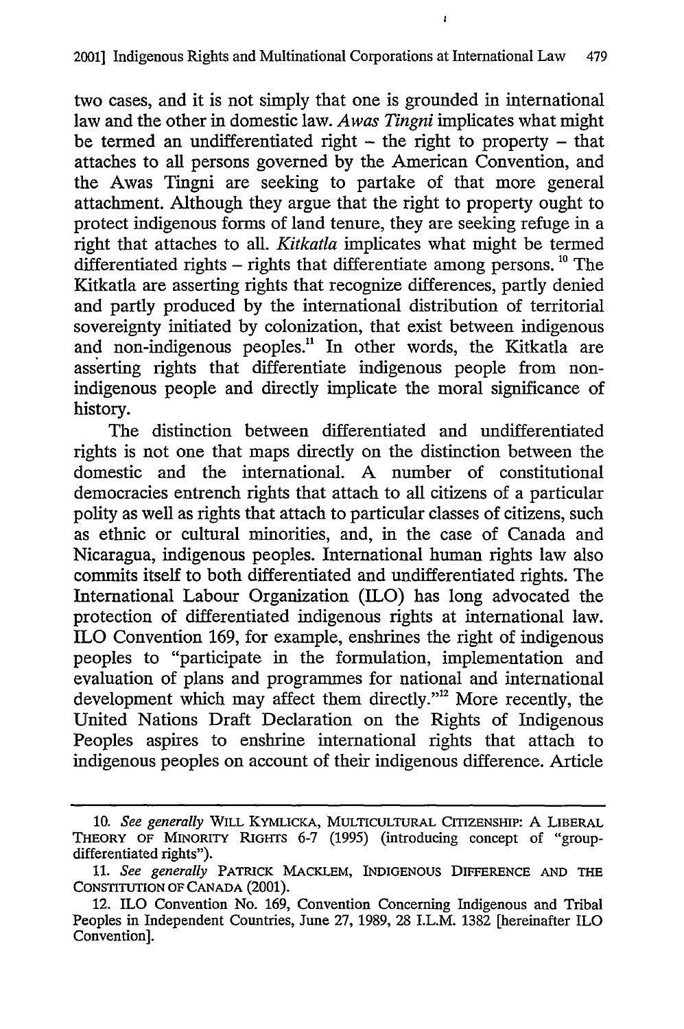two cases, and it is not simply that one is grounded in international law and the other in domestic law. *Awas Tingni* implicates what might be termed an undifferentiated right – the right to property – that attaches to all persons governed by the American Convention, and the Awas Tingni are seeking to partake of that more general attachment. Although they argue that the right to property ought to protect indigenous forms of land tenure, they are seeking refuge in a right that attaches to all. *Kitkatla* implicates what might be termed differentiated rights – rights that differentiate among persons.[10] The Kitkatla are asserting rights that recognize differences, partly denied and partly produced by the international distribution of territorial sovereignty initiated by colonization, that exist between indigenous and non-indigenous peoples.[11] In other words, the Kitkatla are asserting rights that differentiate indigenous people from non-indigenous people and directly implicate the moral significance of history.

The distinction between differentiated and undifferentiated rights is not one that maps directly on the distinction between the domestic and the international. A number of constitutional democracies entrench rights that attach to all citizens of a particular polity as well as rights that attach to particular classes of citizens, such as ethnic or cultural minorities, and, in the case of Canada and Nicaragua, indigenous peoples. International human rights law also commits itself to both differentiated and undifferentiated rights. The International Labour Organization (ILO) has long advocated the protection of differentiated indigenous rights at international law. ILO Convention 169, for example, enshrines the right of indigenous peoples to "participate in the formulation, implementation and evaluation of plans and programmes for national and international development which may affect them directly."[12] More recently, the United Nations Draft Declaration on the Rights of Indigenous Peoples aspires to enshrine international rights that attach to indigenous peoples on account of their indigenous difference. Article

---

10. *See generally* WILL KYMLICKA, MULTICULTURAL CITIZENSHIP: A LIBERAL THEORY OF MINORITY RIGHTS 6-7 (1995) (introducing concept of "group-differentiated rights").

11. *See generally* PATRICK MACKLEM, INDIGENOUS DIFFERENCE AND THE CONSTITUTION OF CANADA (2001).

12. ILO Convention No. 169, Convention Concerning Indigenous and Tribal Peoples in Independent Countries, June 27, 1989, 28 I.L.M. 1382 [hereinafter ILO Convention].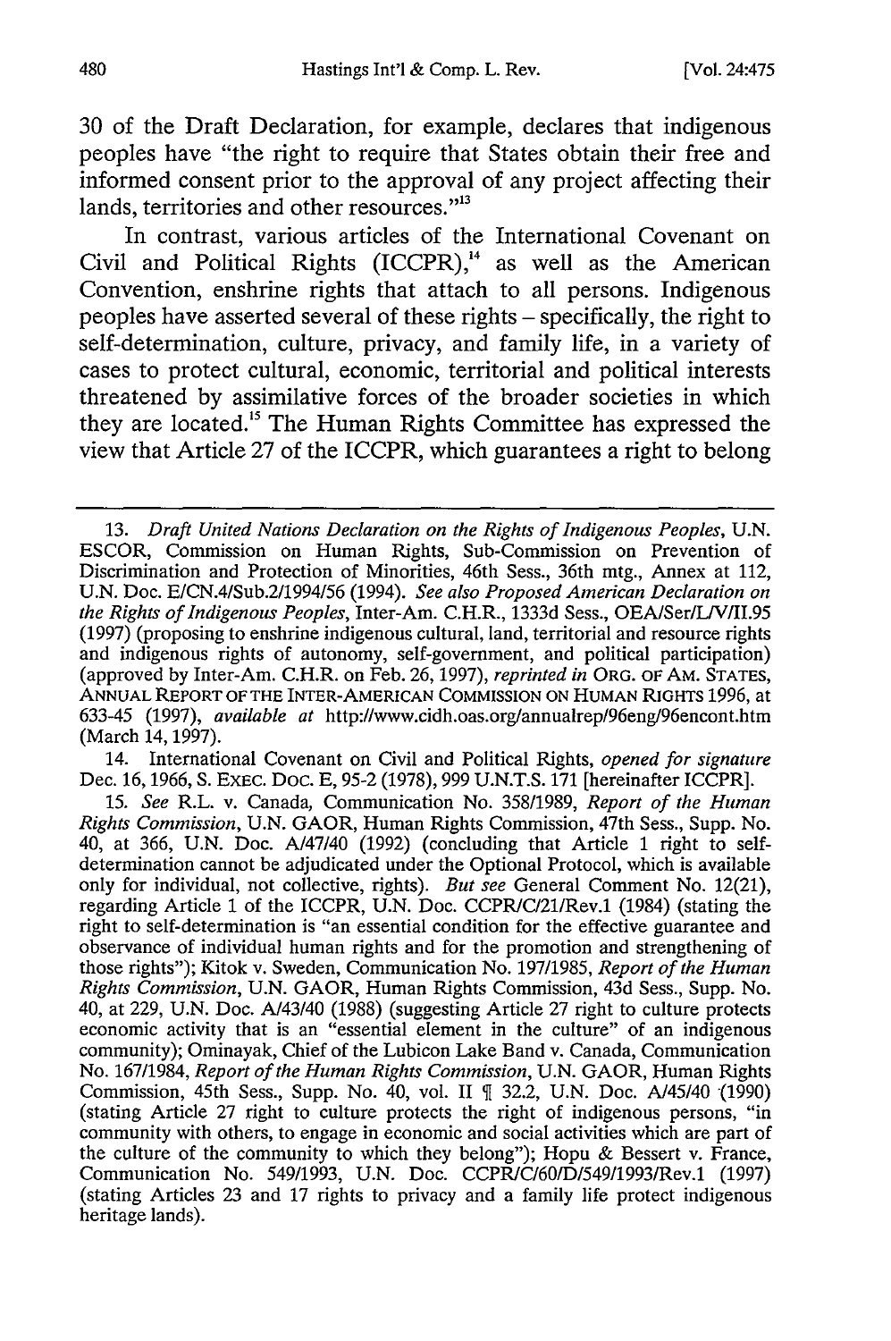30 of the Draft Declaration, for example, declares that indigenous peoples have "the right to require that States obtain their free and informed consent prior to the approval of any project affecting their lands, territories and other resources."[13]

In contrast, various articles of the International Covenant on Civil and Political Rights (ICCPR),[14] as well as the American Convention, enshrine rights that attach to all persons. Indigenous peoples have asserted several of these rights – specifically, the right to self-determination, culture, privacy, and family life, in a variety of cases to protect cultural, economic, territorial and political interests threatened by assimilative forces of the broader societies in which they are located.[15] The Human Rights Committee has expressed the view that Article 27 of the ICCPR, which guarantees a right to belong

---

13. *Draft United Nations Declaration on the Rights of Indigenous Peoples*, U.N. ESCOR, Commission on Human Rights, Sub-Commission on Prevention of Discrimination and Protection of Minorities, 46th Sess., 36th mtg., Annex at 112, U.N. Doc. E/CN.4/Sub.2/1994/56 (1994). *See also Proposed American Declaration on the Rights of Indigenous Peoples*, Inter-Am. C.H.R., 1333d Sess., OEA/Ser/L/V/II.95 (1997) (proposing to enshrine indigenous cultural, land, territorial and resource rights and indigenous rights of autonomy, self-government, and political participation) (approved by Inter-Am. C.H.R. on Feb. 26, 1997), *reprinted in* ORG. OF AM. STATES, ANNUAL REPORT OF THE INTER-AMERICAN COMMISSION ON HUMAN RIGHTS 1996, at 633-45 (1997), *available at* http://www.cidh.oas.org/annualrep/96eng/96encont.htm (March 14, 1997).

14. International Covenant on Civil and Political Rights, *opened for signature* Dec. 16, 1966, S. EXEC. DOC. E, 95-2 (1978), 999 U.N.T.S. 171 [hereinafter ICCPR].

15. *See* R.L. v. Canada, Communication No. 358/1989, *Report of the Human Rights Commission*, U.N. GAOR, Human Rights Commission, 47th Sess., Supp. No. 40, at 366, U.N. Doc. A/47/40 (1992) (concluding that Article 1 right to self-determination cannot be adjudicated under the Optional Protocol, which is available only for individual, not collective, rights). *But see* General Comment No. 12(21), regarding Article 1 of the ICCPR, U.N. Doc. CCPR/C/21/Rev.1 (1984) (stating the right to self-determination is "an essential condition for the effective guarantee and observance of individual human rights and for the promotion and strengthening of those rights"); Kitok v. Sweden, Communication No. 197/1985, *Report of the Human Rights Commission*, U.N. GAOR, Human Rights Commission, 43d Sess., Supp. No. 40, at 229, U.N. Doc. A/43/40 (1988) (suggesting Article 27 right to culture protects economic activity that is an "essential element in the culture" of an indigenous community); Ominayak, Chief of the Lubicon Lake Band v. Canada, Communication No. 167/1984, *Report of the Human Rights Commission*, U.N. GAOR, Human Rights Commission, 45th Sess., Supp. No. 40, vol. II ¶ 32.2, U.N. Doc. A/45/40 (1990) (stating Article 27 right to culture protects the right of indigenous persons, "in community with others, to engage in economic and social activities which are part of the culture of the community to which they belong"); Hopu & Bessert v. France, Communication No. 549/1993, U.N. Doc. CCPR/C/60/D/549/1993/Rev.1 (1997) (stating Articles 23 and 17 rights to privacy and a family life protect indigenous heritage lands).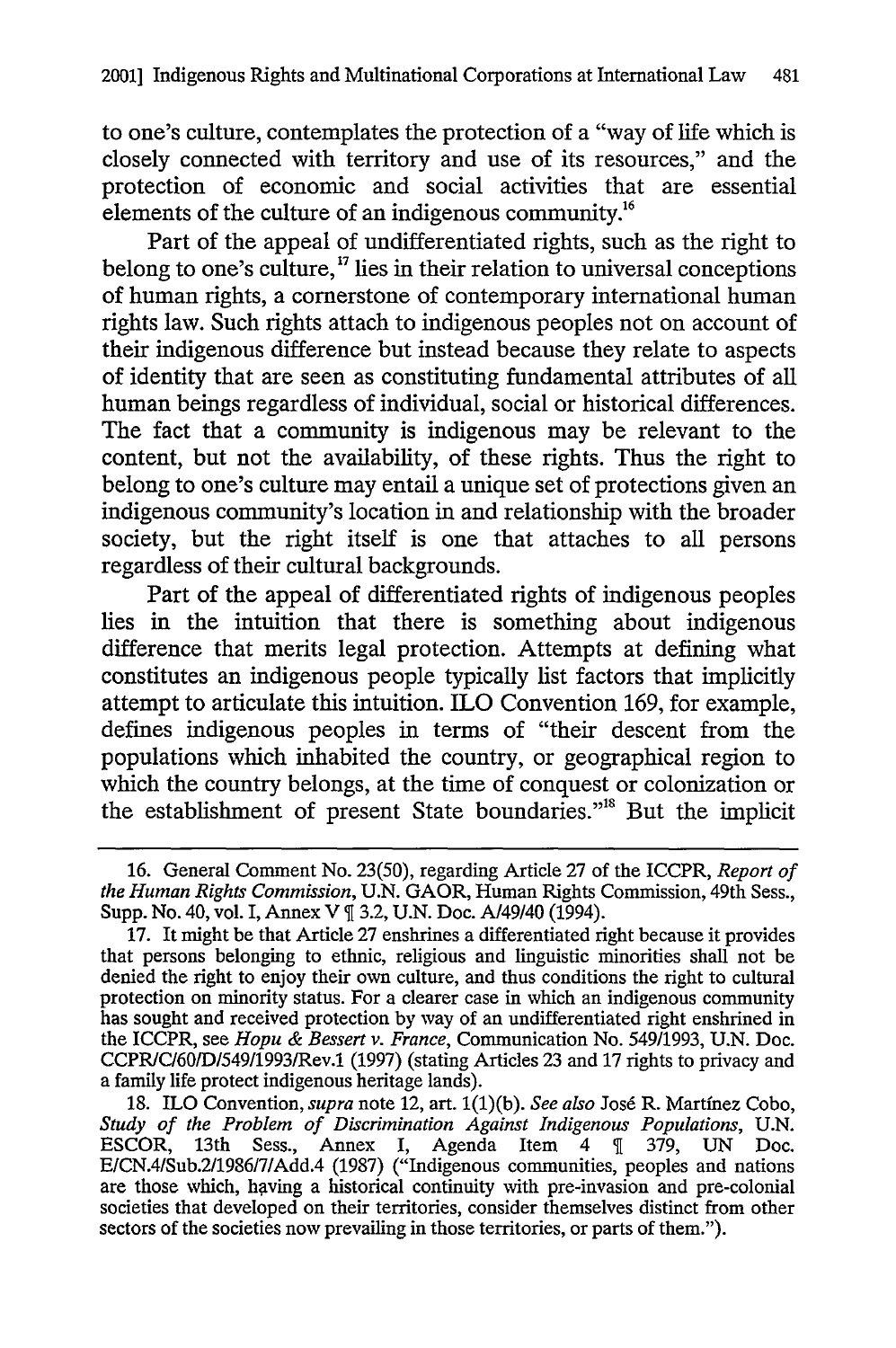to one's culture, contemplates the protection of a "way of life which is closely connected with territory and use of its resources," and the protection of economic and social activities that are essential elements of the culture of an indigenous community.[16]

Part of the appeal of undifferentiated rights, such as the right to belong to one's culture,[17] lies in their relation to universal conceptions of human rights, a cornerstone of contemporary international human rights law. Such rights attach to indigenous peoples not on account of their indigenous difference but instead because they relate to aspects of identity that are seen as constituting fundamental attributes of all human beings regardless of individual, social or historical differences. The fact that a community is indigenous may be relevant to the content, but not the availability, of these rights. Thus the right to belong to one's culture may entail a unique set of protections given an indigenous community's location in and relationship with the broader society, but the right itself is one that attaches to all persons regardless of their cultural backgrounds.

Part of the appeal of differentiated rights of indigenous peoples lies in the intuition that there is something about indigenous difference that merits legal protection. Attempts at defining what constitutes an indigenous people typically list factors that implicitly attempt to articulate this intuition. ILO Convention 169, for example, defines indigenous peoples in terms of "their descent from the populations which inhabited the country, or geographical region to which the country belongs, at the time of conquest or colonization or the establishment of present State boundaries."[18] But the implicit

---

16. General Comment No. 23(50), regarding Article 27 of the ICCPR, *Report of the Human Rights Commission*, U.N. GAOR, Human Rights Commission, 49th Sess., Supp. No. 40, vol. I, Annex V ¶ 3.2, U.N. Doc. A/49/40 (1994).

17. It might be that Article 27 enshrines a differentiated right because it provides that persons belonging to ethnic, religious and linguistic minorities shall not be denied the right to enjoy their own culture, and thus conditions the right to cultural protection on minority status. For a clearer case in which an indigenous community has sought and received protection by way of an undifferentiated right enshrined in the ICCPR, see *Hopu & Bessert v. France*, Communication No. 549/1993, U.N. Doc. CCPR/C/60/D/549/1993/Rev.1 (1997) (stating Articles 23 and 17 rights to privacy and a family life protect indigenous heritage lands).

18. ILO Convention, *supra* note 12, art. 1(1)(b). *See also* José R. Martínez Cobo, *Study of the Problem of Discrimination Against Indigenous Populations*, U.N. ESCOR, 13th Sess., Annex I, Agenda Item 4 ¶ 379, UN Doc. E/CN.4/Sub.2/1986/7/Add.4 (1987) ("Indigenous communities, peoples and nations are those which, having a historical continuity with pre-invasion and pre-colonial societies that developed on their territories, consider themselves distinct from other sectors of the societies now prevailing in those territories, or parts of them.").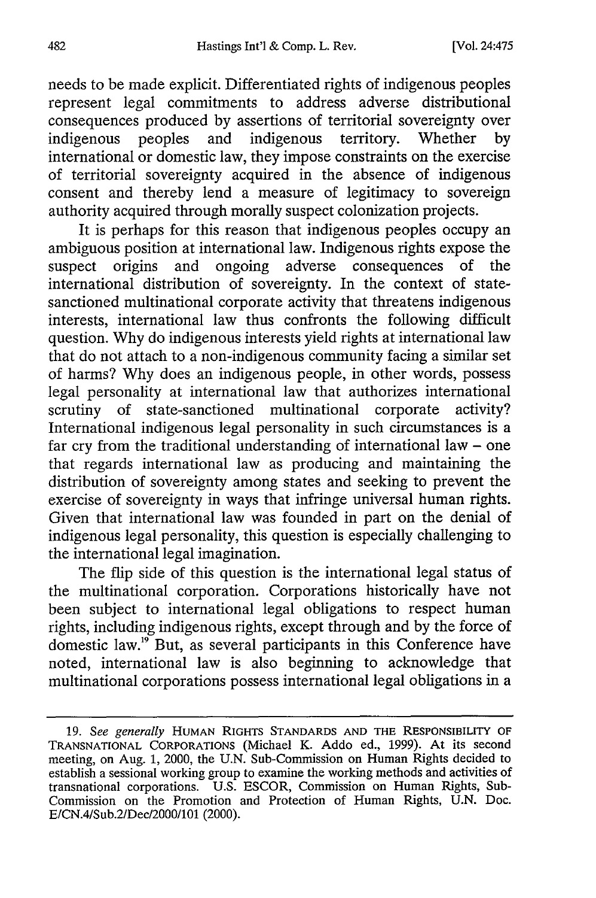needs to be made explicit. Differentiated rights of indigenous peoples represent legal commitments to address adverse distributional consequences produced by assertions of territorial sovereignty over indigenous peoples and indigenous territory. Whether by international or domestic law, they impose constraints on the exercise of territorial sovereignty acquired in the absence of indigenous consent and thereby lend a measure of legitimacy to sovereign authority acquired through morally suspect colonization projects.

It is perhaps for this reason that indigenous peoples occupy an ambiguous position at international law. Indigenous rights expose the suspect origins and ongoing adverse consequences of the international distribution of sovereignty. In the context of state-sanctioned multinational corporate activity that threatens indigenous interests, international law thus confronts the following difficult question. Why do indigenous interests yield rights at international law that do not attach to a non-indigenous community facing a similar set of harms? Why does an indigenous people, in other words, possess legal personality at international law that authorizes international scrutiny of state-sanctioned multinational corporate activity? International indigenous legal personality in such circumstances is a far cry from the traditional understanding of international law – one that regards international law as producing and maintaining the distribution of sovereignty among states and seeking to prevent the exercise of sovereignty in ways that infringe universal human rights. Given that international law was founded in part on the denial of indigenous legal personality, this question is especially challenging to the international legal imagination.

The flip side of this question is the international legal status of the multinational corporation. Corporations historically have not been subject to international legal obligations to respect human rights, including indigenous rights, except through and by the force of domestic law.[19] But, as several participants in this Conference have noted, international law is also beginning to acknowledge that multinational corporations possess international legal obligations in a

---

19. *See generally* HUMAN RIGHTS STANDARDS AND THE RESPONSIBILITY OF TRANSNATIONAL CORPORATIONS (Michael K. Addo ed., 1999). At its second meeting, on Aug. 1, 2000, the U.N. Sub-Commission on Human Rights decided to establish a sessional working group to examine the working methods and activities of transnational corporations. U.S. ESCOR, Commission on Human Rights, Sub-Commission on the Promotion and Protection of Human Rights, U.N. Doc. E/CN.4/Sub.2/Dec/2000/101 (2000).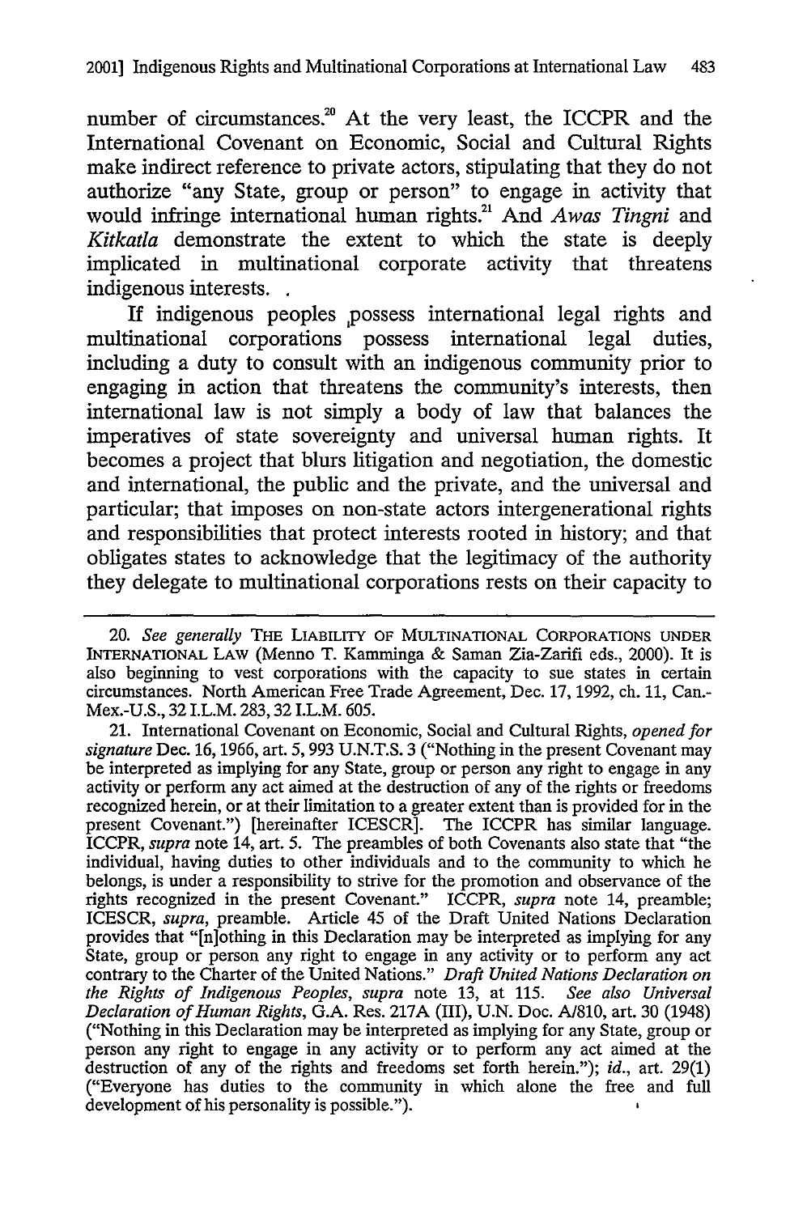number of circumstances.[20] At the very least, the ICCPR and the International Covenant on Economic, Social and Cultural Rights make indirect reference to private actors, stipulating that they do not authorize "any State, group or person" to engage in activity that would infringe international human rights.[21] And *Awas Tingni* and *Kitkatla* demonstrate the extent to which the state is deeply implicated in multinational corporate activity that threatens indigenous interests.

If indigenous peoples possess international legal rights and multinational corporations possess international legal duties, including a duty to consult with an indigenous community prior to engaging in action that threatens the community's interests, then international law is not simply a body of law that balances the imperatives of state sovereignty and universal human rights. It becomes a project that blurs litigation and negotiation, the domestic and international, the public and the private, and the universal and particular; that imposes on non-state actors intergenerational rights and responsibilities that protect interests rooted in history; and that obligates states to acknowledge that the legitimacy of the authority they delegate to multinational corporations rests on their capacity to

---

20. *See generally* THE LIABILITY OF MULTINATIONAL CORPORATIONS UNDER INTERNATIONAL LAW (Menno T. Kamminga & Saman Zia-Zarifi eds., 2000). It is also beginning to vest corporations with the capacity to sue states in certain circumstances. North American Free Trade Agreement, Dec. 17, 1992, ch. 11, Can.-Mex.-U.S., 32 I.L.M. 283, 32 I.L.M. 605.

21. International Covenant on Economic, Social and Cultural Rights, *opened for signature* Dec. 16, 1966, art. 5, 993 U.N.T.S. 3 ("Nothing in the present Covenant may be interpreted as implying for any State, group or person any right to engage in any activity or perform any act aimed at the destruction of any of the rights or freedoms recognized herein, or at their limitation to a greater extent than is provided for in the present Covenant.") [hereinafter ICESCR]. The ICCPR has similar language. ICCPR, *supra* note 14, art. 5. The preambles of both Covenants also state that "the individual, having duties to other individuals and to the community to which he belongs, is under a responsibility to strive for the promotion and observance of the rights recognized in the present Covenant." ICCPR, *supra* note 14, preamble; ICESCR, *supra*, preamble. Article 45 of the Draft United Nations Declaration provides that "[n]othing in this Declaration may be interpreted as implying for any State, group or person any right to engage in any activity or to perform any act contrary to the Charter of the United Nations." *Draft United Nations Declaration on the Rights of Indigenous Peoples*, *supra* note 13, at 115. *See also Universal Declaration of Human Rights*, G.A. Res. 217A (III), U.N. Doc. A/810, art. 30 (1948) ("Nothing in this Declaration may be interpreted as implying for any State, group or person any right to engage in any activity or to perform any act aimed at the destruction of any of the rights and freedoms set forth herein."); *id.*, art. 29(1) ("Everyone has duties to the community in which alone the free and full development of his personality is possible.").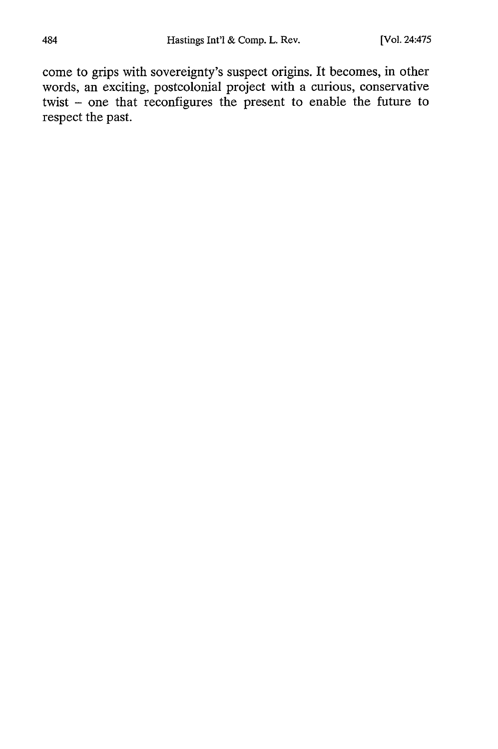come to grips with sovereignty's suspect origins. It becomes, in other words, an exciting, postcolonial project with a curious, conservative twist – one that reconfigures the present to enable the future to respect the past.